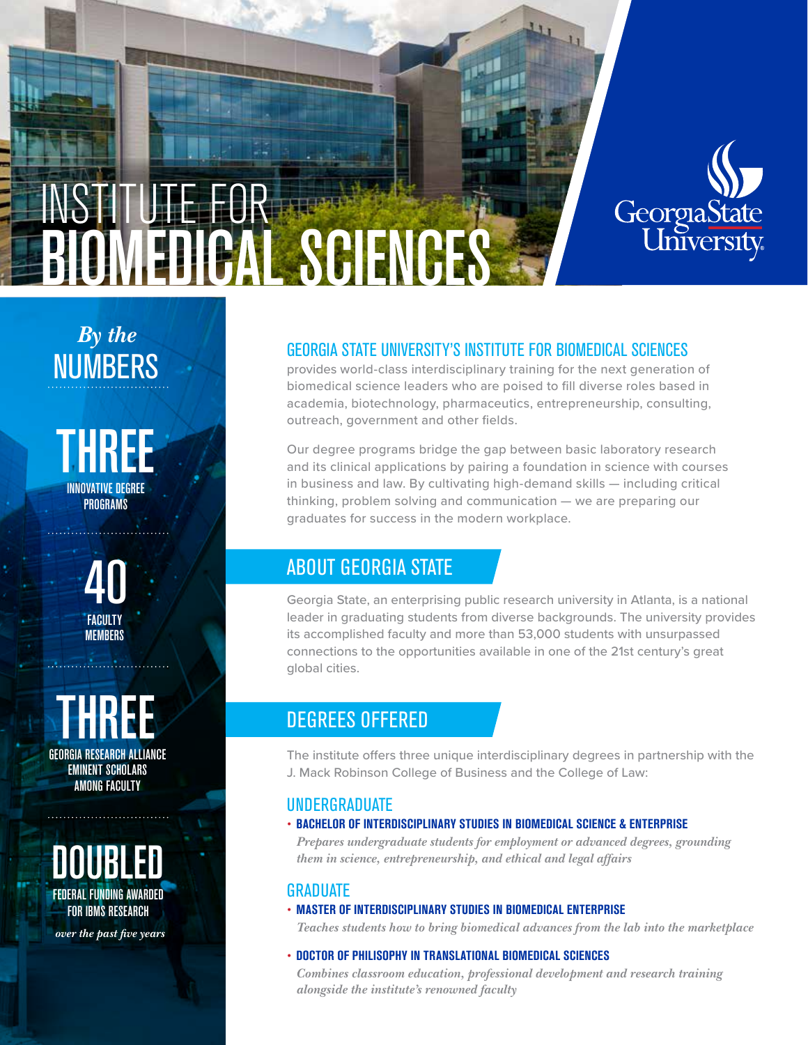# INSTITUTE FOR BIOMEDICAL SCIENCES

Georgia State University

## *By the* NUMBERS

**THREE**
INNOVATIVE DEGREE PROGRAMS

**40**
FACULTY MEMBERS

**THREE**
GEORGIA RESEARCH ALLIANCE EMINENT SCHOLARS AMONG FACULTY

**DOUBLED**
FEDERAL FUNDING AWARDED FOR IBMS RESEARCH
*over the past five years*

### GEORGIA STATE UNIVERSITY'S INSTITUTE FOR BIOMEDICAL SCIENCES

provides world-class interdisciplinary training for the next generation of biomedical science leaders who are poised to fill diverse roles based in academia, biotechnology, pharmaceutics, entrepreneurship, consulting, outreach, government and other fields.

Our degree programs bridge the gap between basic laboratory research and its clinical applications by pairing a foundation in science with courses in business and law. By cultivating high-demand skills — including critical thinking, problem solving and communication — we are preparing our graduates for success in the modern workplace.

## ABOUT GEORGIA STATE

Georgia State, an enterprising public research university in Atlanta, is a national leader in graduating students from diverse backgrounds. The university provides its accomplished faculty and more than 53,000 students with unsurpassed connections to the opportunities available in one of the 21st century's great global cities.

## DEGREES OFFERED

The institute offers three unique interdisciplinary degrees in partnership with the J. Mack Robinson College of Business and the College of Law:

### UNDERGRADUATE

- **BACHELOR OF INTERDISCIPLINARY STUDIES IN BIOMEDICAL SCIENCE & ENTERPRISE**
  *Prepares undergraduate students for employment or advanced degrees, grounding them in science, entrepreneurship, and ethical and legal affairs*

### GRADUATE

- **MASTER OF INTERDISCIPLINARY STUDIES IN BIOMEDICAL ENTERPRISE**
  *Teaches students how to bring biomedical advances from the lab into the marketplace*
- **DOCTOR OF PHILISOPHY IN TRANSLATIONAL BIOMEDICAL SCIENCES**
  *Combines classroom education, professional development and research training alongside the institute's renowned faculty*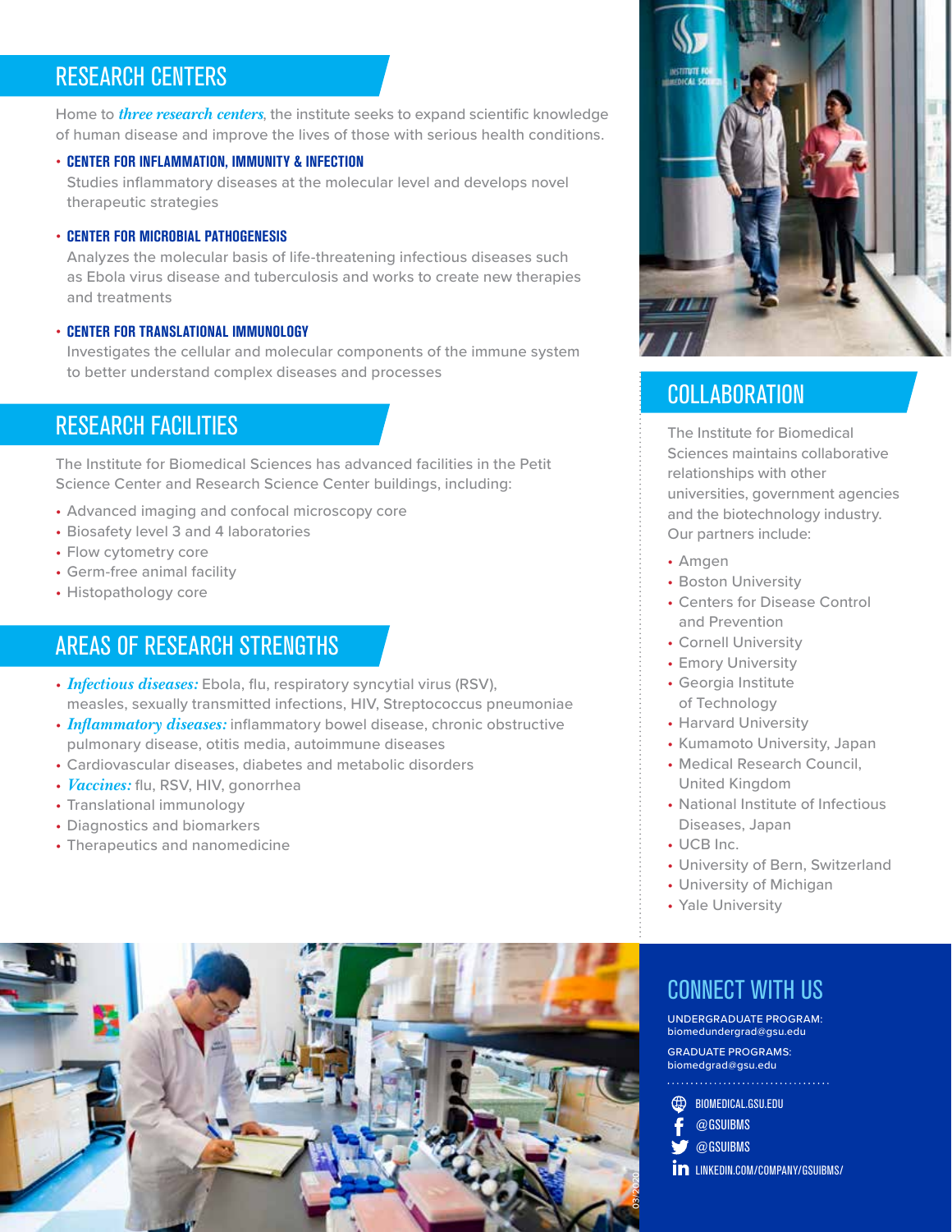## RESEARCH CENTERS

Home to ***three research centers***, the institute seeks to expand scientific knowledge of human disease and improve the lives of those with serious health conditions.

- **CENTER FOR INFLAMMATION, IMMUNITY & INFECTION**
  Studies inflammatory diseases at the molecular level and develops novel therapeutic strategies
- **CENTER FOR MICROBIAL PATHOGENESIS**
  Analyzes the molecular basis of life-threatening infectious diseases such as Ebola virus disease and tuberculosis and works to create new therapies and treatments
- **CENTER FOR TRANSLATIONAL IMMUNOLOGY**
  Investigates the cellular and molecular components of the immune system to better understand complex diseases and processes

## RESEARCH FACILITIES

The Institute for Biomedical Sciences has advanced facilities in the Petit Science Center and Research Science Center buildings, including:

- Advanced imaging and confocal microscopy core
- Biosafety level 3 and 4 laboratories
- Flow cytometry core
- Germ-free animal facility
- Histopathology core

## AREAS OF RESEARCH STRENGTHS

- ***Infectious diseases:*** Ebola, flu, respiratory syncytial virus (RSV), measles, sexually transmitted infections, HIV, Streptococcus pneumoniae
- ***Inflammatory diseases:*** inflammatory bowel disease, chronic obstructive pulmonary disease, otitis media, autoimmune diseases
- Cardiovascular diseases, diabetes and metabolic disorders
- ***Vaccines:*** flu, RSV, HIV, gonorrhea
- Translational immunology
- Diagnostics and biomarkers
- Therapeutics and nanomedicine

## COLLABORATION

The Institute for Biomedical Sciences maintains collaborative relationships with other universities, government agencies and the biotechnology industry. Our partners include:

- Amgen
- Boston University
- Centers for Disease Control and Prevention
- Cornell University
- Emory University
- Georgia Institute of Technology
- Harvard University
- Kumamoto University, Japan
- Medical Research Council, United Kingdom
- National Institute of Infectious Diseases, Japan
- UCB Inc.
- University of Bern, Switzerland
- University of Michigan
- Yale University

## CONNECT WITH US

UNDERGRADUATE PROGRAM:
biomedundergrad@gsu.edu

GRADUATE PROGRAMS:
biomedgrad@gsu.edu

BIOMEDICAL.GSU.EDU
@GSUIBMS
@GSUIBMS
LINKEDIN.COM/COMPANY/GSUIBMS/

03/2020